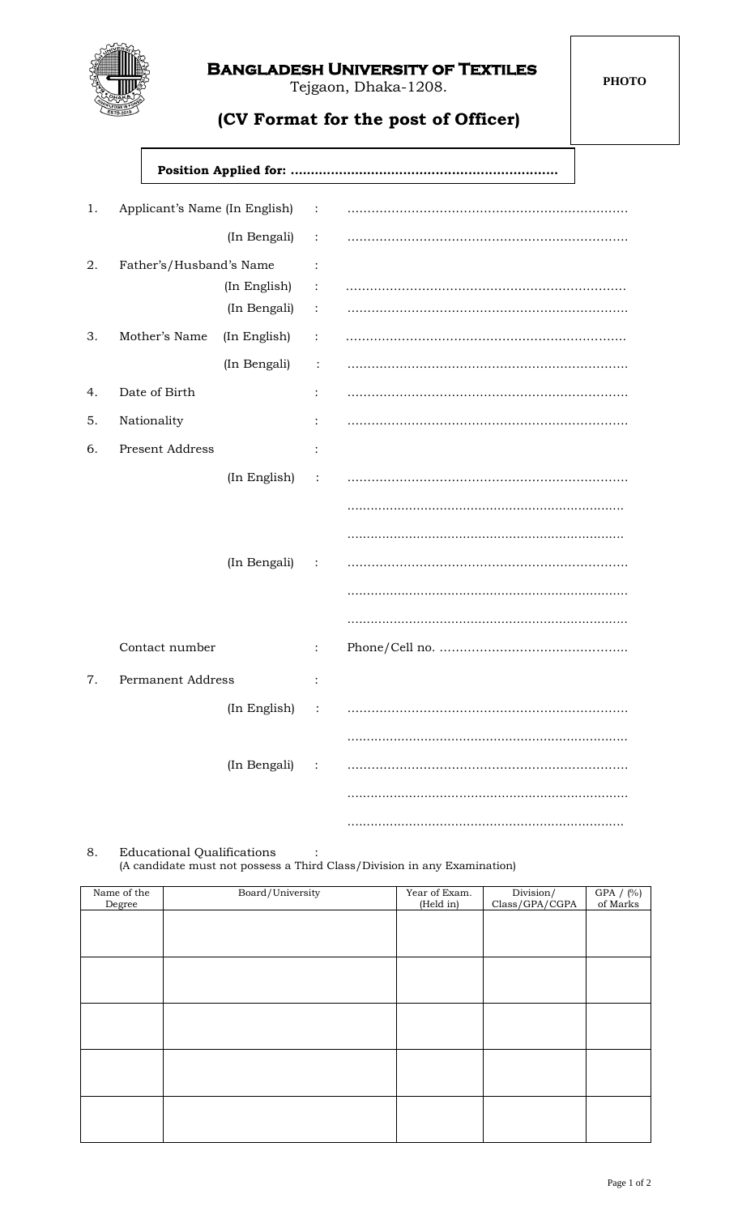# Bangladesh University of Textiles

Tejgaon, Dhaka-1208.

## (CV Format for the post of Officer)

PHOTO

**Position Applied for: ……………………………………………………………**

1. Applicant's Name (In English) : ……………………………………………………………

   (In Bengali) : ……………………………………………………………

2. Father's/Husband's Name :

   (In English) : ……………………………………………………………

   (In Bengali) : ……………………………………………………………

3. Mother's Name (In English) : ……………………………………………………………

   (In Bengali) : ……………………………………………………………

4. Date of Birth : ……………………………………………………………

5. Nationality : ……………………………………………………………

6. Present Address :

   (In English) : ……………………………………………………………

   ……………………………………………………………

   ……………………………………………………………

   (In Bengali) : ……………………………………………………………

   ……………………………………………………………

   ……………………………………………………………

   Contact number : Phone/Cell no. ………………………………………

7. Permanent Address :

   (In English) : ……………………………………………………………

   ……………………………………………………………

   (In Bengali) : ……………………………………………………………

   ……………………………………………………………

   ……………………………………………………………

8. Educational Qualifications :

   (A candidate must not possess a Third Class/Division in any Examination)

| Name of the Degree | Board/University | Year of Exam. (Held in) | Division/ Class/GPA/CGPA | GPA / (%) of Marks |
|---|---|---|---|---|
| | | | | |
| | | | | |
| | | | | |
| | | | | |
| | | | | |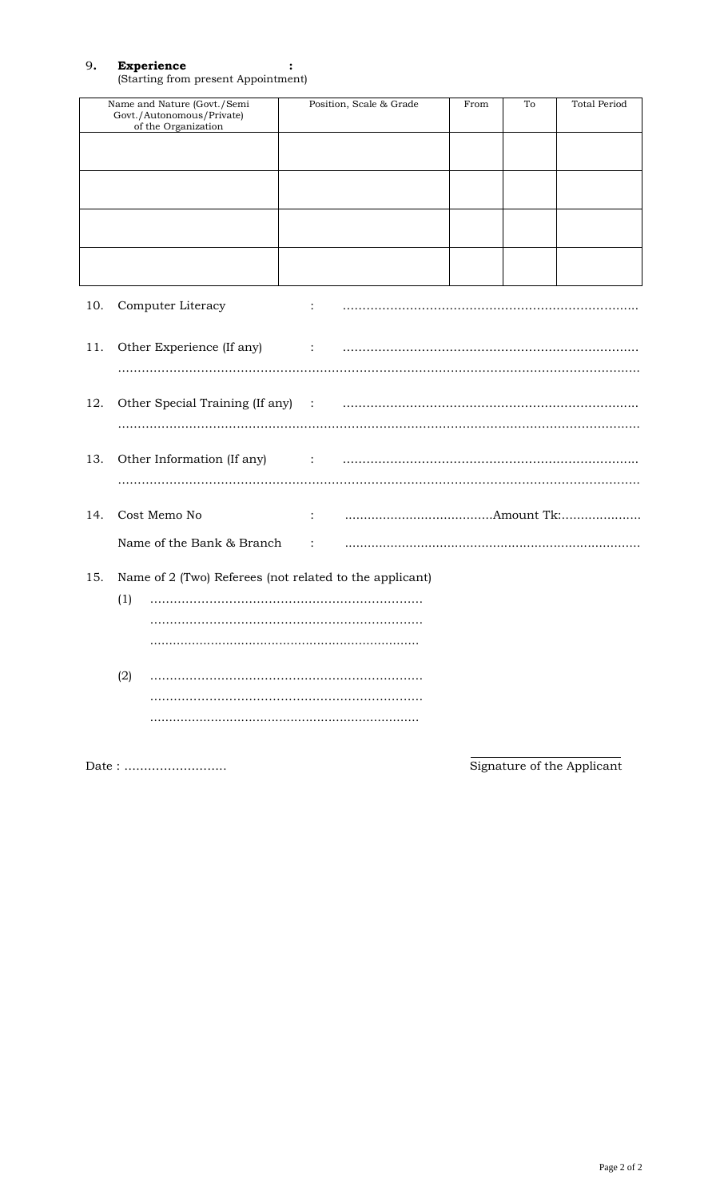9. **Experience** :
(Starting from present Appointment)

| Name and Nature (Govt./Semi Govt./Autonomous/Private) of the Organization | Position, Scale & Grade | From | To | Total Period |
|---|---|---|---|---|
| | | | | |
| | | | | |
| | | | | |
| | | | | |

10. Computer Literacy : ....................................................................

11. Other Experience (If any) : ....................................................................
..........................................................................................................................

12. Other Special Training (If any) : ....................................................................
..........................................................................................................................

13. Other Information (If any) : ....................................................................
..........................................................................................................................

14. Cost Memo No : ....................................Amount Tk:....................

Name of the Bank & Branch : ....................................................................

15. Name of 2 (Two) Referees (not related to the applicant)

(1) ....................................................................
....................................................................
....................................................................

(2) ....................................................................
....................................................................
....................................................................

Date : ..........................

Signature of the Applicant